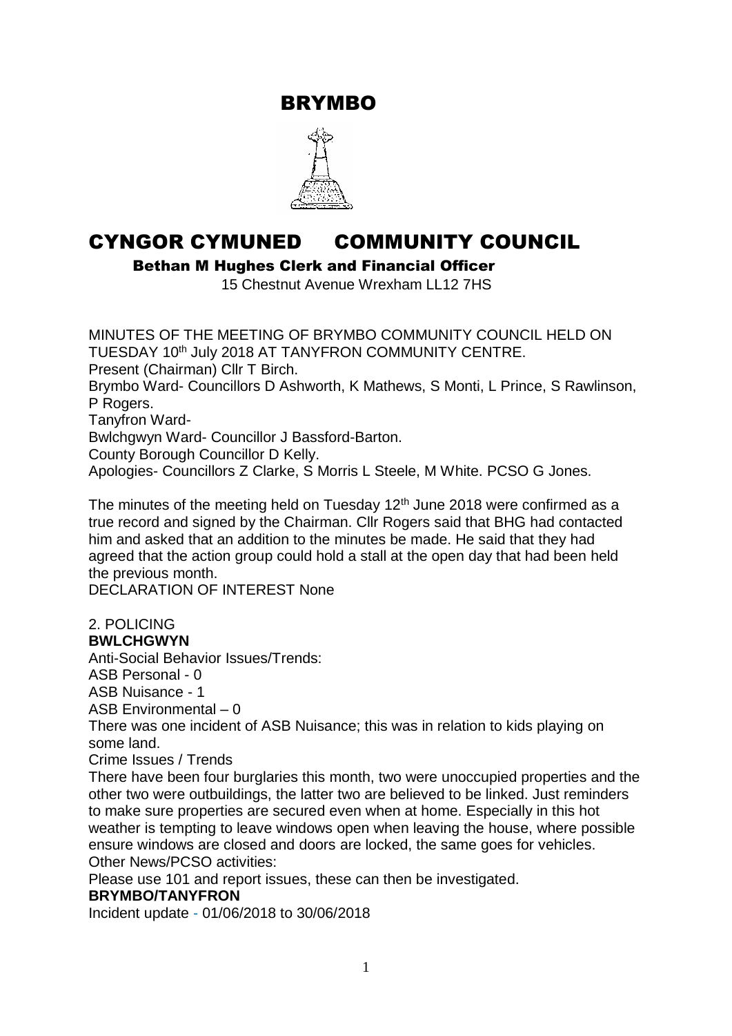# BRYMBO

# CYNGOR CYMUNED COMMUNITY COUNCIL

**Bethan M Hughes Clerk and Financial Officer**

15 Chestnut Avenue Wrexham LL12 7HS

MINUTES OF THE MEETING OF BRYMBO COMMUNITY COUNCIL HELD ON TUESDAY 10th July 2018 AT TANYFRON COMMUNITY CENTRE.

Present (Chairman) Cllr T Birch.

Brymbo Ward- Councillors D Ashworth, K Mathews, S Monti, L Prince, S Rawlinson, P Rogers.

Tanyfron Ward-

Bwlchgwyn Ward- Councillor J Bassford-Barton.

County Borough Councillor D Kelly.

Apologies- Councillors Z Clarke, S Morris L Steele, M White. PCSO G Jones.

The minutes of the meeting held on Tuesday 12th June 2018 were confirmed as a true record and signed by the Chairman. Cllr Rogers said that BHG had contacted him and asked that an addition to the minutes be made. He said that they had agreed that the action group could hold a stall at the open day that had been held the previous month.

DECLARATION OF INTEREST None

2. POLICING

**BWLCHGWYN**

Anti-Social Behavior Issues/Trends:

ASB Personal - 0

ASB Nuisance - 1

ASB Environmental – 0

There was one incident of ASB Nuisance; this was in relation to kids playing on some land.

Crime Issues / Trends

There have been four burglaries this month, two were unoccupied properties and the other two were outbuildings, the latter two are believed to be linked. Just reminders to make sure properties are secured even when at home. Especially in this hot weather is tempting to leave windows open when leaving the house, where possible ensure windows are closed and doors are locked, the same goes for vehicles.

Other News/PCSO activities:

Please use 101 and report issues, these can then be investigated.

**BRYMBO/TANYFRON**

Incident update - 01/06/2018 to 30/06/2018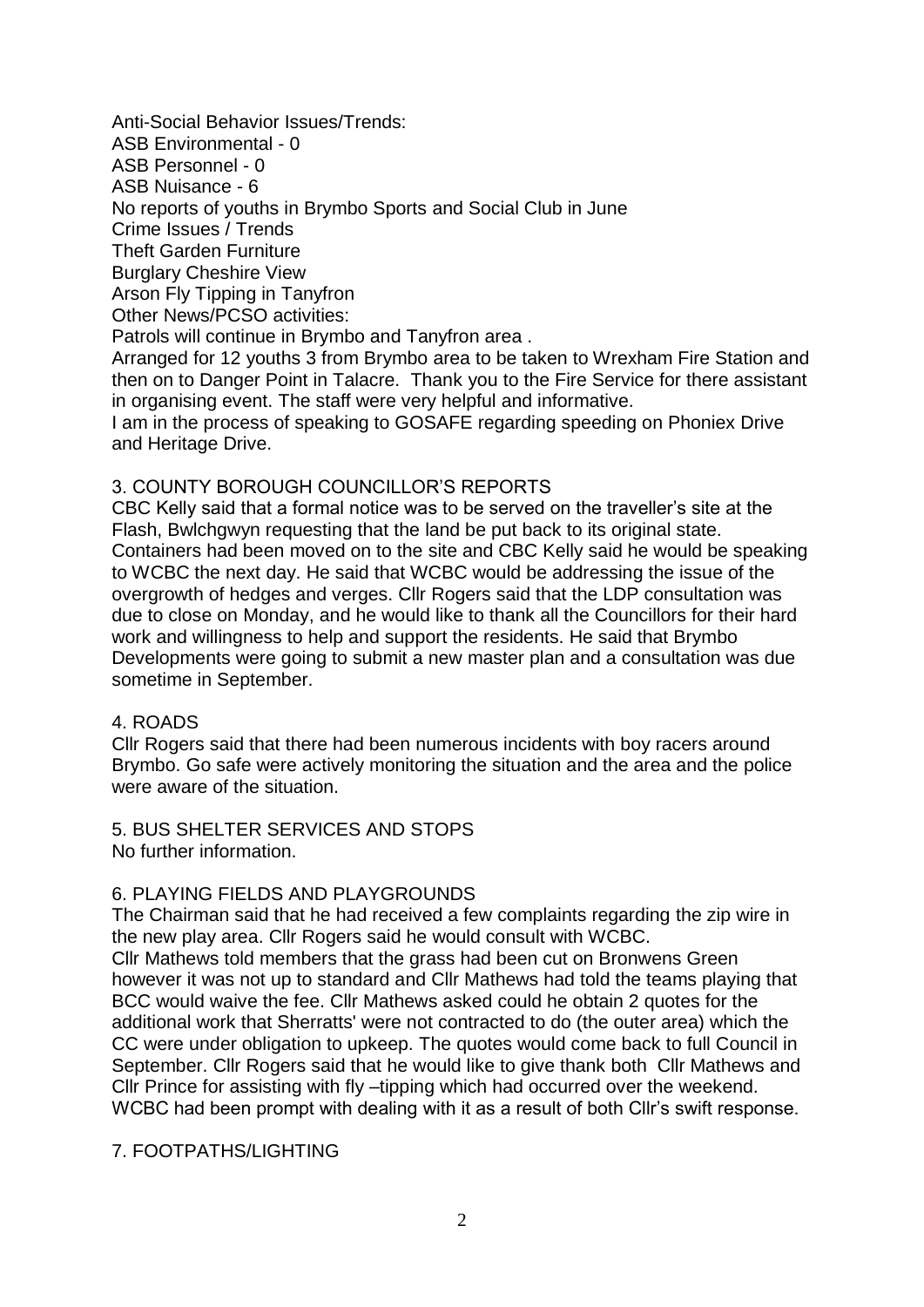Anti-Social Behavior Issues/Trends:
ASB Environmental - 0
ASB Personnel - 0
ASB Nuisance - 6
No reports of youths in Brymbo Sports and Social Club in June
Crime Issues / Trends
Theft Garden Furniture
Burglary Cheshire View
Arson Fly Tipping in Tanyfron
Other News/PCSO activities:
Patrols will continue in Brymbo and Tanyfron area .
Arranged for 12 youths 3 from Brymbo area to be taken to Wrexham Fire Station and then on to Danger Point in Talacre. Thank you to the Fire Service for there assistant in organising event. The staff were very helpful and informative.
I am in the process of speaking to GOSAFE regarding speeding on Phoniex Drive and Heritage Drive.

## 3. COUNTY BOROUGH COUNCILLOR'S REPORTS

CBC Kelly said that a formal notice was to be served on the traveller's site at the Flash, Bwlchgwyn requesting that the land be put back to its original state. Containers had been moved on to the site and CBC Kelly said he would be speaking to WCBC the next day. He said that WCBC would be addressing the issue of the overgrowth of hedges and verges. Cllr Rogers said that the LDP consultation was due to close on Monday, and he would like to thank all the Councillors for their hard work and willingness to help and support the residents. He said that Brymbo Developments were going to submit a new master plan and a consultation was due sometime in September.

## 4. ROADS

Cllr Rogers said that there had been numerous incidents with boy racers around Brymbo. Go safe were actively monitoring the situation and the area and the police were aware of the situation.

## 5. BUS SHELTER SERVICES AND STOPS

No further information.

## 6. PLAYING FIELDS AND PLAYGROUNDS

The Chairman said that he had received a few complaints regarding the zip wire in the new play area. Cllr Rogers said he would consult with WCBC.
Cllr Mathews told members that the grass had been cut on Bronwens Green however it was not up to standard and Cllr Mathews had told the teams playing that BCC would waive the fee. Cllr Mathews asked could he obtain 2 quotes for the additional work that Sherratts' were not contracted to do (the outer area) which the CC were under obligation to upkeep. The quotes would come back to full Council in September. Cllr Rogers said that he would like to give thank both Cllr Mathews and Cllr Prince for assisting with fly –tipping which had occurred over the weekend. WCBC had been prompt with dealing with it as a result of both Cllr's swift response.

## 7. FOOTPATHS/LIGHTING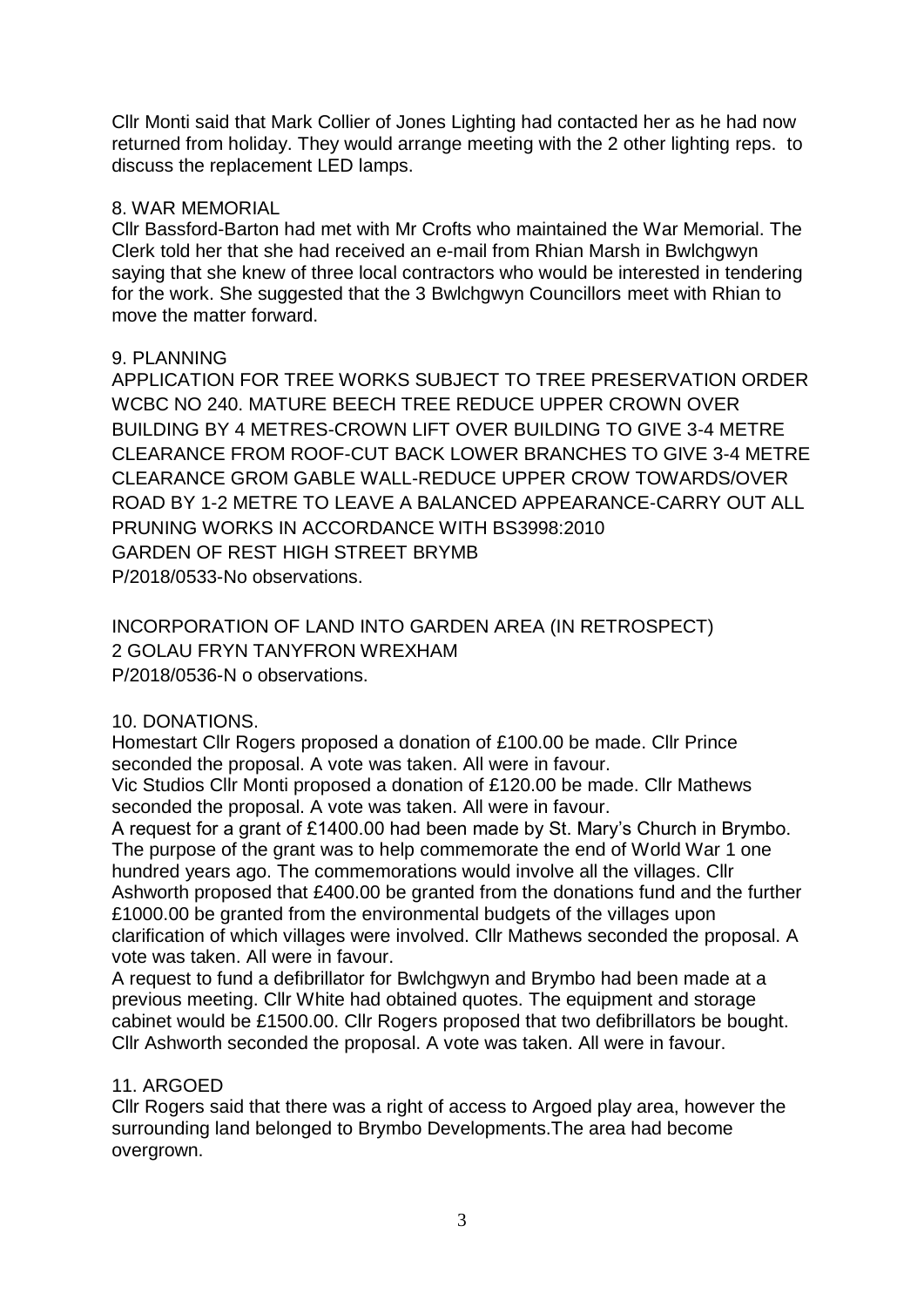Cllr Monti said that Mark Collier of Jones Lighting had contacted her as he had now returned from holiday. They would arrange meeting with the 2 other lighting reps. to discuss the replacement LED lamps.

8. WAR MEMORIAL

Cllr Bassford-Barton had met with Mr Crofts who maintained the War Memorial. The Clerk told her that she had received an e-mail from Rhian Marsh in Bwlchgwyn saying that she knew of three local contractors who would be interested in tendering for the work. She suggested that the 3 Bwlchgwyn Councillors meet with Rhian to move the matter forward.

9. PLANNING

APPLICATION FOR TREE WORKS SUBJECT TO TREE PRESERVATION ORDER WCBC NO 240. MATURE BEECH TREE REDUCE UPPER CROWN OVER BUILDING BY 4 METRES-CROWN LIFT OVER BUILDING TO GIVE 3-4 METRE CLEARANCE FROM ROOF-CUT BACK LOWER BRANCHES TO GIVE 3-4 METRE CLEARANCE GROM GABLE WALL-REDUCE UPPER CROW TOWARDS/OVER ROAD BY 1-2 METRE TO LEAVE A BALANCED APPEARANCE-CARRY OUT ALL PRUNING WORKS IN ACCORDANCE WITH BS3998:2010
GARDEN OF REST HIGH STREET BRYMB
P/2018/0533-No observations.

INCORPORATION OF LAND INTO GARDEN AREA (IN RETROSPECT)
2 GOLAU FRYN TANYFRON WREXHAM
P/2018/0536-N o observations.

10. DONATIONS.

Homestart Cllr Rogers proposed a donation of £100.00 be made. Cllr Prince seconded the proposal. A vote was taken. All were in favour.
Vic Studios Cllr Monti proposed a donation of £120.00 be made. Cllr Mathews seconded the proposal. A vote was taken. All were in favour.
A request for a grant of £1400.00 had been made by St. Mary's Church in Brymbo. The purpose of the grant was to help commemorate the end of World War 1 one hundred years ago. The commemorations would involve all the villages. Cllr Ashworth proposed that £400.00 be granted from the donations fund and the further £1000.00 be granted from the environmental budgets of the villages upon clarification of which villages were involved. Cllr Mathews seconded the proposal. A vote was taken. All were in favour.
A request to fund a defibrillator for Bwlchgwyn and Brymbo had been made at a previous meeting. Cllr White had obtained quotes. The equipment and storage cabinet would be £1500.00. Cllr Rogers proposed that two defibrillators be bought. Cllr Ashworth seconded the proposal. A vote was taken. All were in favour.

11. ARGOED

Cllr Rogers said that there was a right of access to Argoed play area, however the surrounding land belonged to Brymbo Developments.The area had become overgrown.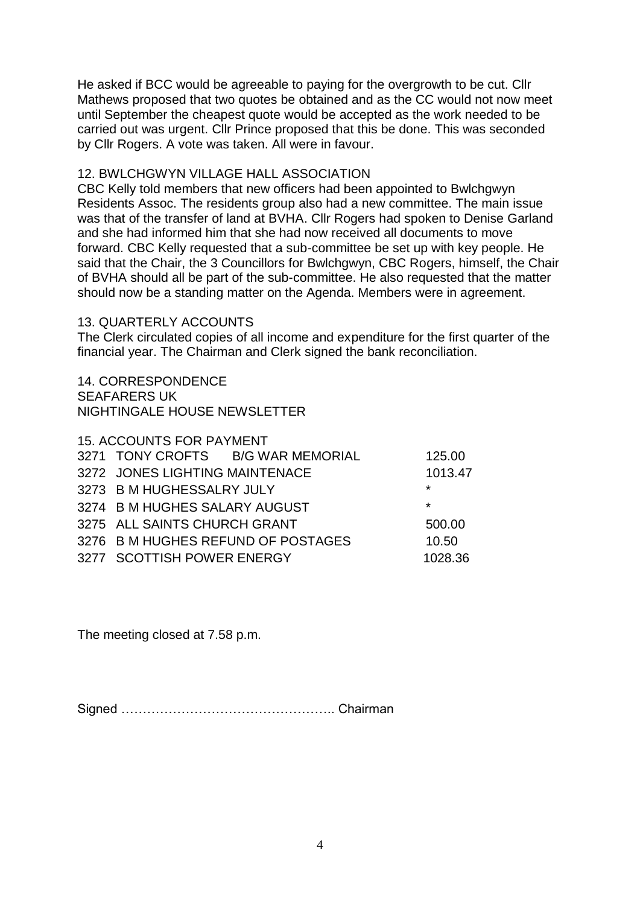He asked if BCC would be agreeable to paying for the overgrowth to be cut. Cllr Mathews proposed that two quotes be obtained and as the CC would not now meet until September the cheapest quote would be accepted as the work needed to be carried out was urgent. Cllr Prince proposed that this be done. This was seconded by Cllr Rogers. A vote was taken. All were in favour.

12. BWLCHGWYN VILLAGE HALL ASSOCIATION

CBC Kelly told members that new officers had been appointed to Bwlchgwyn Residents Assoc. The residents group also had a new committee. The main issue was that of the transfer of land at BVHA. Cllr Rogers had spoken to Denise Garland and she had informed him that she had now received all documents to move forward. CBC Kelly requested that a sub-committee be set up with key people. He said that the Chair, the 3 Councillors for Bwlchgwyn, CBC Rogers, himself, the Chair of BVHA should all be part of the sub-committee. He also requested that the matter should now be a standing matter on the Agenda. Members were in agreement.

13. QUARTERLY ACCOUNTS

The Clerk circulated copies of all income and expenditure for the first quarter of the financial year. The Chairman and Clerk signed the bank reconciliation.

14. CORRESPONDENCE

SEAFARERS UK

NIGHTINGALE HOUSE NEWSLETTER

15. ACCOUNTS FOR PAYMENT

| | | |
|---|---|---|
| 3271 | TONY CROFTS B/G WAR MEMORIAL | 125.00 |
| 3272 | JONES LIGHTING MAINTENACE | 1013.47 |
| 3273 | B M HUGHESSALRY JULY | * |
| 3274 | B M HUGHES SALARY AUGUST | * |
| 3275 | ALL SAINTS CHURCH GRANT | 500.00 |
| 3276 | B M HUGHES REFUND OF POSTAGES | 10.50 |
| 3277 | SCOTTISH POWER ENERGY | 1028.36 |

The meeting closed at 7.58 p.m.

Signed ………………………………………….. Chairman